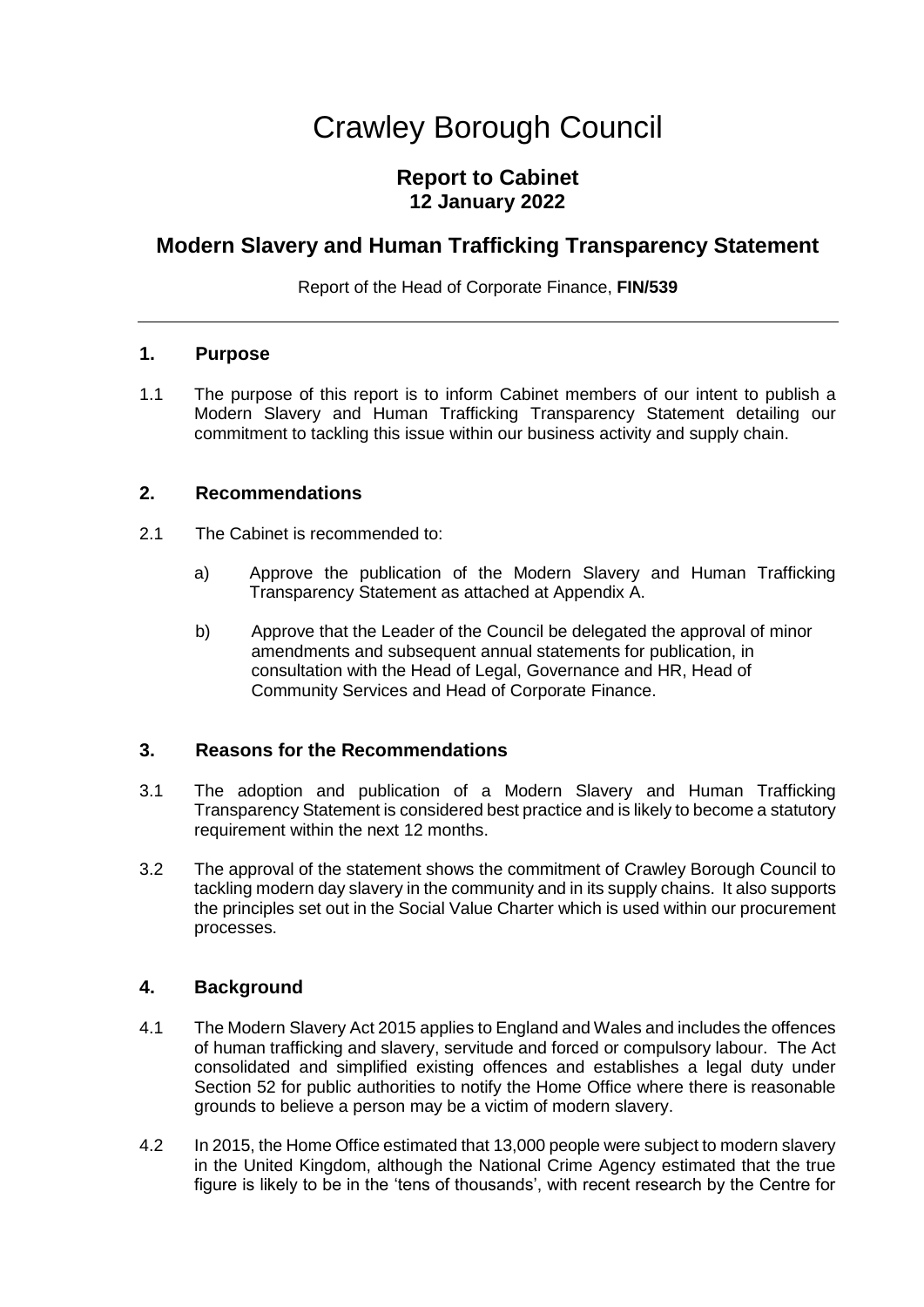# Crawley Borough Council

## Report to Cabinet
## 12 January 2022

## Modern Slavery and Human Trafficking Transparency Statement

Report of the Head of Corporate Finance, **FIN/539**

---

### 1. Purpose

1.1 The purpose of this report is to inform Cabinet members of our intent to publish a Modern Slavery and Human Trafficking Transparency Statement detailing our commitment to tackling this issue within our business activity and supply chain.

### 2. Recommendations

2.1 The Cabinet is recommended to:

a) Approve the publication of the Modern Slavery and Human Trafficking Transparency Statement as attached at Appendix A.

b) Approve that the Leader of the Council be delegated the approval of minor amendments and subsequent annual statements for publication, in consultation with the Head of Legal, Governance and HR, Head of Community Services and Head of Corporate Finance.

### 3. Reasons for the Recommendations

3.1 The adoption and publication of a Modern Slavery and Human Trafficking Transparency Statement is considered best practice and is likely to become a statutory requirement within the next 12 months.

3.2 The approval of the statement shows the commitment of Crawley Borough Council to tackling modern day slavery in the community and in its supply chains. It also supports the principles set out in the Social Value Charter which is used within our procurement processes.

### 4. Background

4.1 The Modern Slavery Act 2015 applies to England and Wales and includes the offences of human trafficking and slavery, servitude and forced or compulsory labour. The Act consolidated and simplified existing offences and establishes a legal duty under Section 52 for public authorities to notify the Home Office where there is reasonable grounds to believe a person may be a victim of modern slavery.

4.2 In 2015, the Home Office estimated that 13,000 people were subject to modern slavery in the United Kingdom, although the National Crime Agency estimated that the true figure is likely to be in the 'tens of thousands', with recent research by the Centre for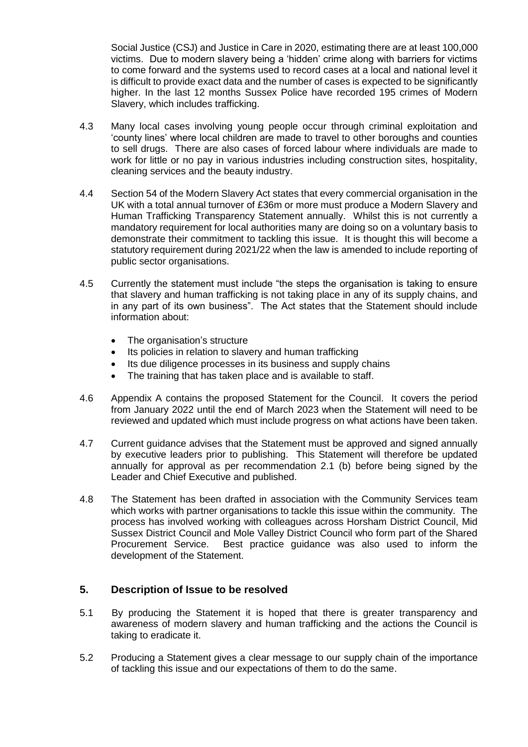Social Justice (CSJ) and Justice in Care in 2020, estimating there are at least 100,000 victims. Due to modern slavery being a 'hidden' crime along with barriers for victims to come forward and the systems used to record cases at a local and national level it is difficult to provide exact data and the number of cases is expected to be significantly higher. In the last 12 months Sussex Police have recorded 195 crimes of Modern Slavery, which includes trafficking.

4.3 Many local cases involving young people occur through criminal exploitation and 'county lines' where local children are made to travel to other boroughs and counties to sell drugs. There are also cases of forced labour where individuals are made to work for little or no pay in various industries including construction sites, hospitality, cleaning services and the beauty industry.

4.4 Section 54 of the Modern Slavery Act states that every commercial organisation in the UK with a total annual turnover of £36m or more must produce a Modern Slavery and Human Trafficking Transparency Statement annually. Whilst this is not currently a mandatory requirement for local authorities many are doing so on a voluntary basis to demonstrate their commitment to tackling this issue. It is thought this will become a statutory requirement during 2021/22 when the law is amended to include reporting of public sector organisations.

4.5 Currently the statement must include "the steps the organisation is taking to ensure that slavery and human trafficking is not taking place in any of its supply chains, and in any part of its own business". The Act states that the Statement should include information about:

- The organisation's structure
- Its policies in relation to slavery and human trafficking
- Its due diligence processes in its business and supply chains
- The training that has taken place and is available to staff.

4.6 Appendix A contains the proposed Statement for the Council. It covers the period from January 2022 until the end of March 2023 when the Statement will need to be reviewed and updated which must include progress on what actions have been taken.

4.7 Current guidance advises that the Statement must be approved and signed annually by executive leaders prior to publishing. This Statement will therefore be updated annually for approval as per recommendation 2.1 (b) before being signed by the Leader and Chief Executive and published.

4.8 The Statement has been drafted in association with the Community Services team which works with partner organisations to tackle this issue within the community. The process has involved working with colleagues across Horsham District Council, Mid Sussex District Council and Mole Valley District Council who form part of the Shared Procurement Service. Best practice guidance was also used to inform the development of the Statement.

## 5. Description of Issue to be resolved

5.1 By producing the Statement it is hoped that there is greater transparency and awareness of modern slavery and human trafficking and the actions the Council is taking to eradicate it.

5.2 Producing a Statement gives a clear message to our supply chain of the importance of tackling this issue and our expectations of them to do the same.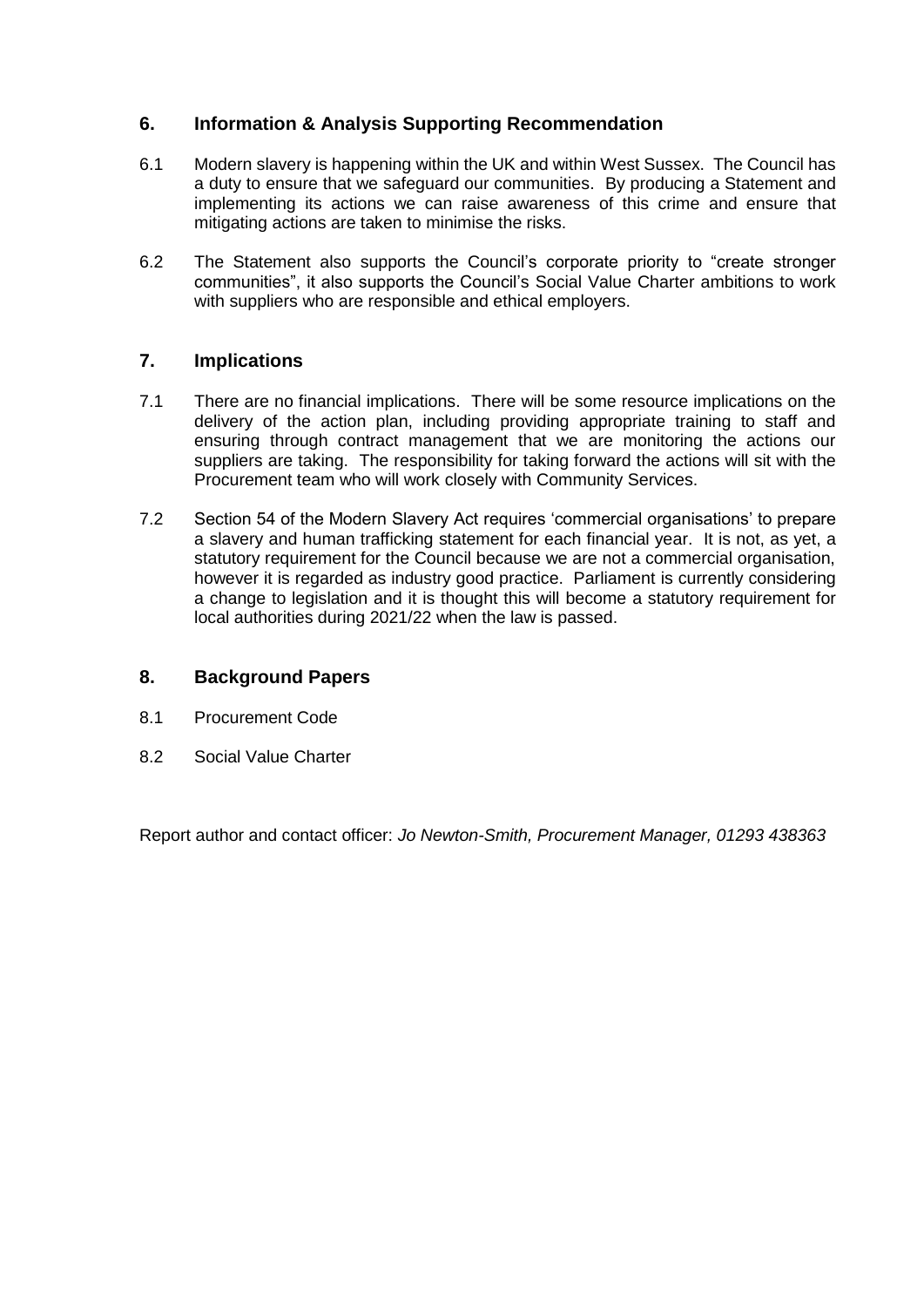## 6. Information & Analysis Supporting Recommendation

6.1 Modern slavery is happening within the UK and within West Sussex. The Council has a duty to ensure that we safeguard our communities. By producing a Statement and implementing its actions we can raise awareness of this crime and ensure that mitigating actions are taken to minimise the risks.

6.2 The Statement also supports the Council's corporate priority to "create stronger communities", it also supports the Council's Social Value Charter ambitions to work with suppliers who are responsible and ethical employers.

## 7. Implications

7.1 There are no financial implications. There will be some resource implications on the delivery of the action plan, including providing appropriate training to staff and ensuring through contract management that we are monitoring the actions our suppliers are taking. The responsibility for taking forward the actions will sit with the Procurement team who will work closely with Community Services.

7.2 Section 54 of the Modern Slavery Act requires 'commercial organisations' to prepare a slavery and human trafficking statement for each financial year. It is not, as yet, a statutory requirement for the Council because we are not a commercial organisation, however it is regarded as industry good practice. Parliament is currently considering a change to legislation and it is thought this will become a statutory requirement for local authorities during 2021/22 when the law is passed.

## 8. Background Papers

8.1 Procurement Code

8.2 Social Value Charter

Report author and contact officer: *Jo Newton-Smith, Procurement Manager, 01293 438363*